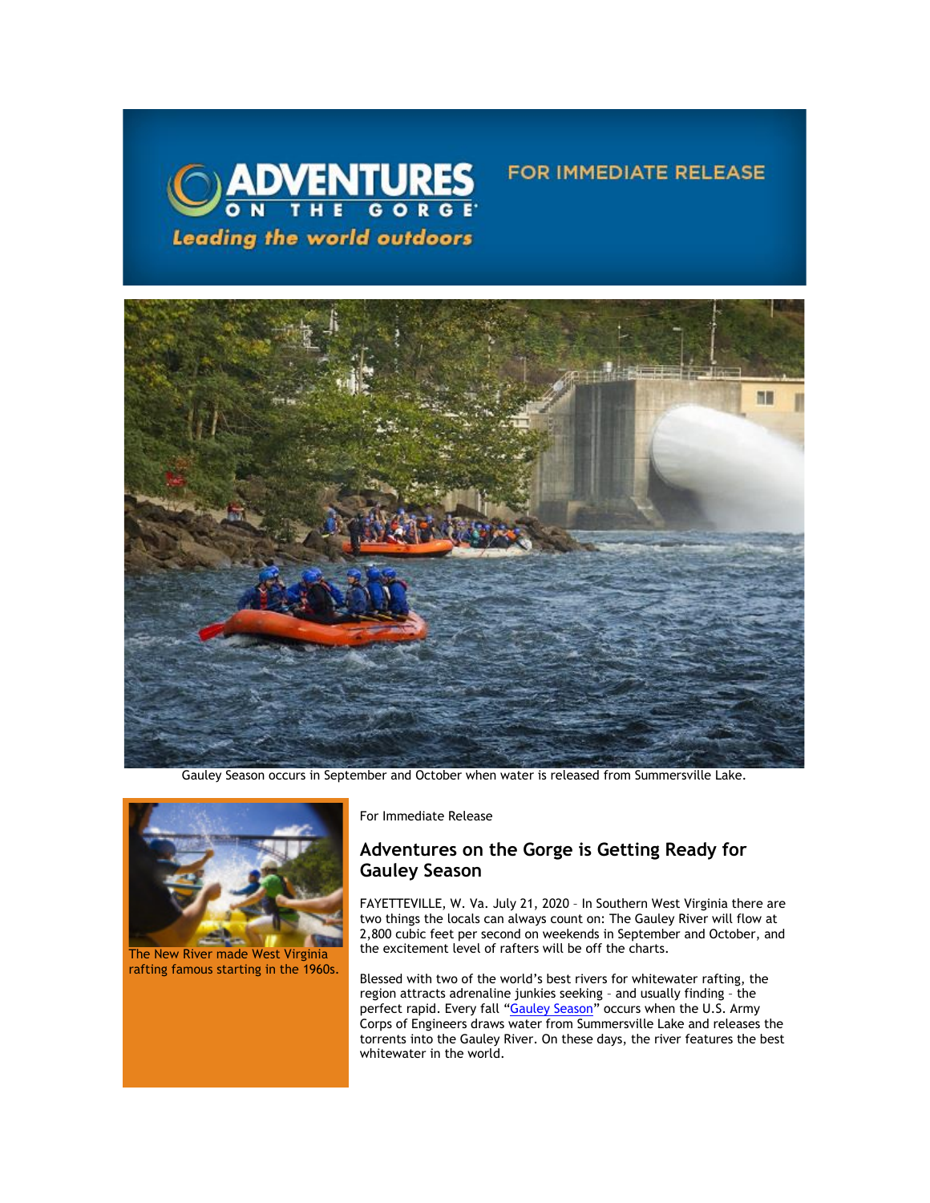ADVENTURES ON THE GORGE

*Leading the world outdoors*

FOR IMMEDIATE RELEASE

Gauley Season occurs in September and October when water is released from Summersville Lake.

The New River made West Virginia rafting famous starting in the 1960s.

For Immediate Release

## Adventures on the Gorge is Getting Ready for Gauley Season

FAYETTEVILLE, W. Va. July 21, 2020 – In Southern West Virginia there are two things the locals can always count on: The Gauley River will flow at 2,800 cubic feet per second on weekends in September and October, and the excitement level of rafters will be off the charts.

Blessed with two of the world's best rivers for whitewater rafting, the region attracts adrenaline junkies seeking – and usually finding – the perfect rapid. Every fall "Gauley Season" occurs when the U.S. Army Corps of Engineers draws water from Summersville Lake and releases the torrents into the Gauley River. On these days, the river features the best whitewater in the world.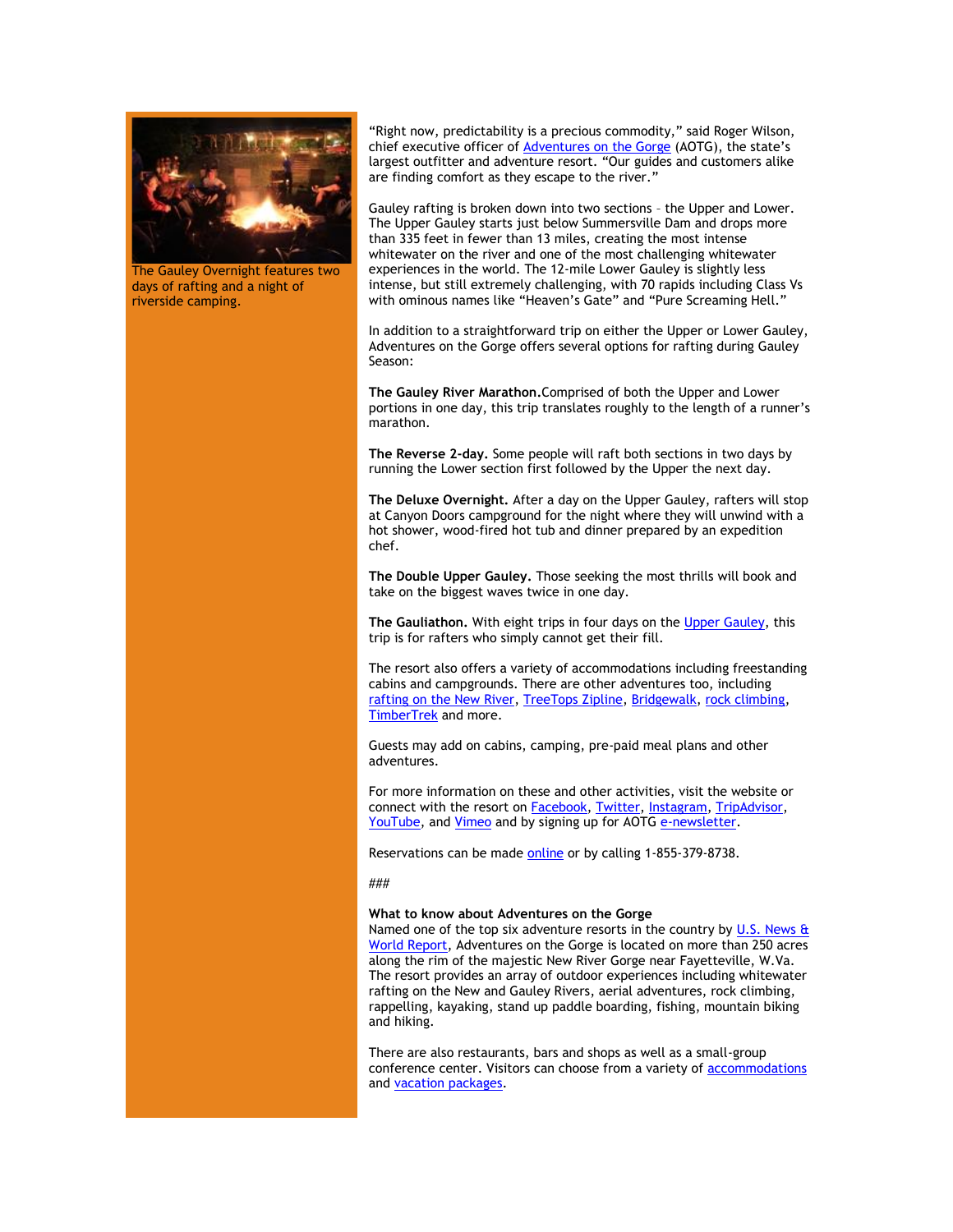The Gauley Overnight features two days of rafting and a night of riverside camping.

"Right now, predictability is a precious commodity," said Roger Wilson, chief executive officer of Adventures on the Gorge (AOTG), the state's largest outfitter and adventure resort. "Our guides and customers alike are finding comfort as they escape to the river."

Gauley rafting is broken down into two sections – the Upper and Lower. The Upper Gauley starts just below Summersville Dam and drops more than 335 feet in fewer than 13 miles, creating the most intense whitewater on the river and one of the most challenging whitewater experiences in the world. The 12-mile Lower Gauley is slightly less intense, but still extremely challenging, with 70 rapids including Class Vs with ominous names like "Heaven's Gate" and "Pure Screaming Hell."

In addition to a straightforward trip on either the Upper or Lower Gauley, Adventures on the Gorge offers several options for rafting during Gauley Season:

**The Gauley River Marathon.**Comprised of both the Upper and Lower portions in one day, this trip translates roughly to the length of a runner's marathon.

**The Reverse 2-day.** Some people will raft both sections in two days by running the Lower section first followed by the Upper the next day.

**The Deluxe Overnight.** After a day on the Upper Gauley, rafters will stop at Canyon Doors campground for the night where they will unwind with a hot shower, wood-fired hot tub and dinner prepared by an expedition chef.

**The Double Upper Gauley.** Those seeking the most thrills will book and take on the biggest waves twice in one day.

**The Gauliathon.** With eight trips in four days on the Upper Gauley, this trip is for rafters who simply cannot get their fill.

The resort also offers a variety of accommodations including freestanding cabins and campgrounds. There are other adventures too, including rafting on the New River, TreeTops Zipline, Bridgewalk, rock climbing, TimberTrek and more.

Guests may add on cabins, camping, pre-paid meal plans and other adventures.

For more information on these and other activities, visit the website or connect with the resort on Facebook, Twitter, Instagram, TripAdvisor, YouTube, and Vimeo and by signing up for AOTG e-newsletter.

Reservations can be made online or by calling 1-855-379-8738.

###

**What to know about Adventures on the Gorge**
Named one of the top six adventure resorts in the country by U.S. News & World Report, Adventures on the Gorge is located on more than 250 acres along the rim of the majestic New River Gorge near Fayetteville, W.Va. The resort provides an array of outdoor experiences including whitewater rafting on the New and Gauley Rivers, aerial adventures, rock climbing, rappelling, kayaking, stand up paddle boarding, fishing, mountain biking and hiking.

There are also restaurants, bars and shops as well as a small-group conference center. Visitors can choose from a variety of accommodations and vacation packages.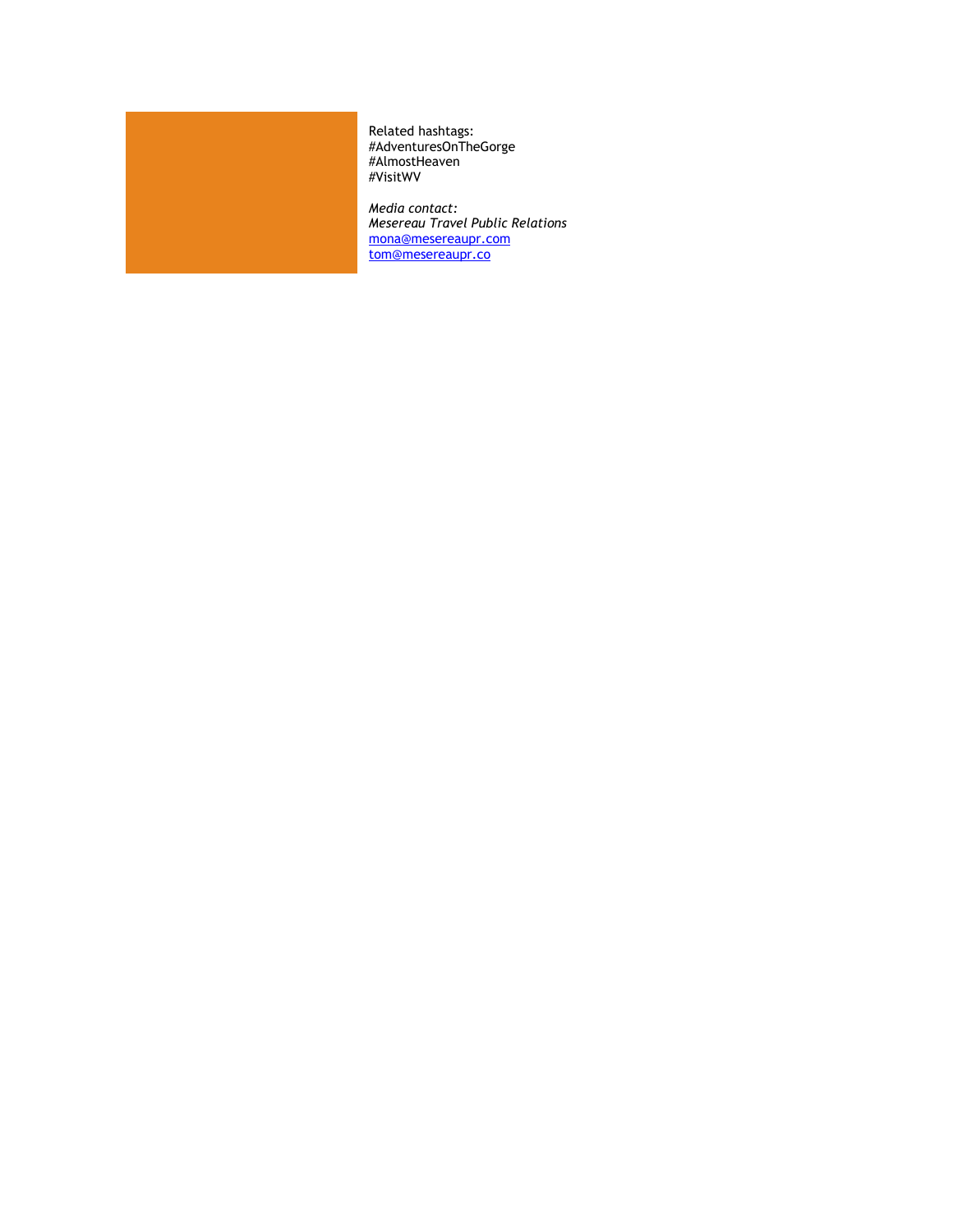Related hashtags:
#AdventuresOnTheGorge
#AlmostHeaven
#VisitWV

*Media contact:*
*Mesereau Travel Public Relations*
mona@mesereaupr.com
tom@mesereaupr.co